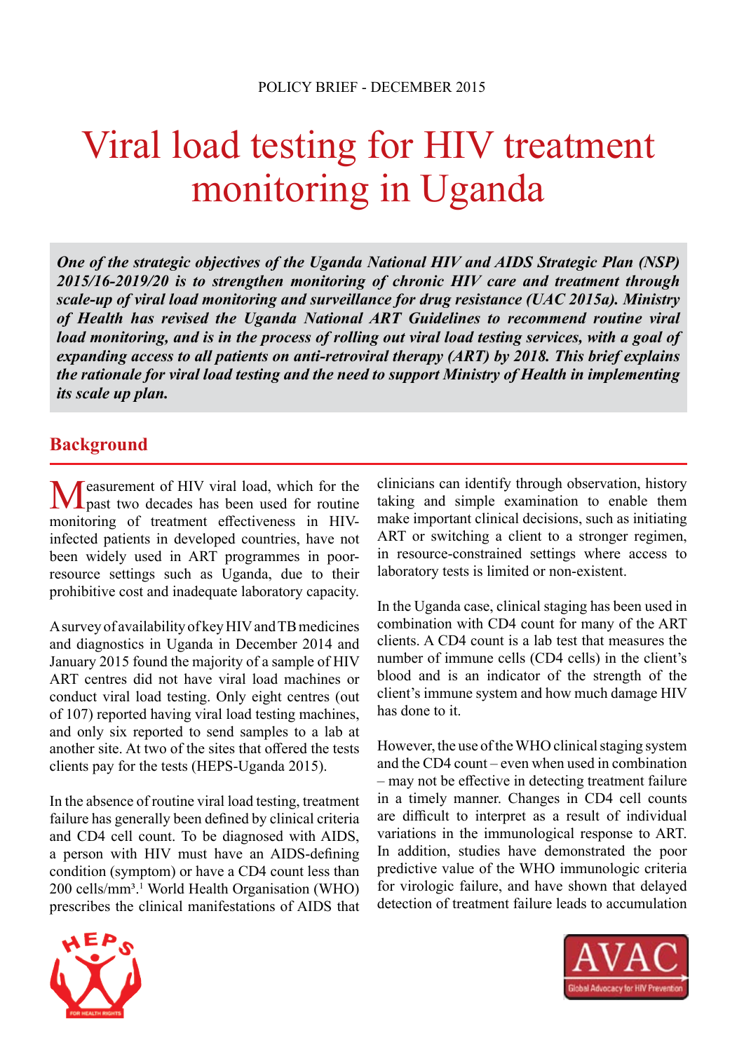POLICY BRIEF - DECEMBER 2015

# Viral load testing for HIV treatment monitoring in Uganda

***One of the strategic objectives of the Uganda National HIV and AIDS Strategic Plan (NSP) 2015/16-2019/20 is to strengthen monitoring of chronic HIV care and treatment through scale-up of viral load monitoring and surveillance for drug resistance (UAC 2015a). Ministry of Health has revised the Uganda National ART Guidelines to recommend routine viral load monitoring, and is in the process of rolling out viral load testing services, with a goal of expanding access to all patients on anti-retroviral therapy (ART) by 2018. This brief explains the rationale for viral load testing and the need to support Ministry of Health in implementing its scale up plan.***

## Background

Measurement of HIV viral load, which for the past two decades has been used for routine monitoring of treatment effectiveness in HIV-infected patients in developed countries, have not been widely used in ART programmes in poor-resource settings such as Uganda, due to their prohibitive cost and inadequate laboratory capacity.

A survey of availability of key HIV and TB medicines and diagnostics in Uganda in December 2014 and January 2015 found the majority of a sample of HIV ART centres did not have viral load machines or conduct viral load testing. Only eight centres (out of 107) reported having viral load testing machines, and only six reported to send samples to a lab at another site. At two of the sites that offered the tests clients pay for the tests (HEPS-Uganda 2015).

In the absence of routine viral load testing, treatment failure has generally been defined by clinical criteria and CD4 cell count. To be diagnosed with AIDS, a person with HIV must have an AIDS-defining condition (symptom) or have a CD4 count less than 200 cells/mm³.[1] World Health Organisation (WHO) prescribes the clinical manifestations of AIDS that clinicians can identify through observation, history taking and simple examination to enable them make important clinical decisions, such as initiating ART or switching a client to a stronger regimen, in resource-constrained settings where access to laboratory tests is limited or non-existent.

In the Uganda case, clinical staging has been used in combination with CD4 count for many of the ART clients. A CD4 count is a lab test that measures the number of immune cells (CD4 cells) in the client's blood and is an indicator of the strength of the client's immune system and how much damage HIV has done to it.

However, the use of the WHO clinical staging system and the CD4 count – even when used in combination – may not be effective in detecting treatment failure in a timely manner. Changes in CD4 cell counts are difficult to interpret as a result of individual variations in the immunological response to ART. In addition, studies have demonstrated the poor predictive value of the WHO immunologic criteria for virologic failure, and have shown that delayed detection of treatment failure leads to accumulation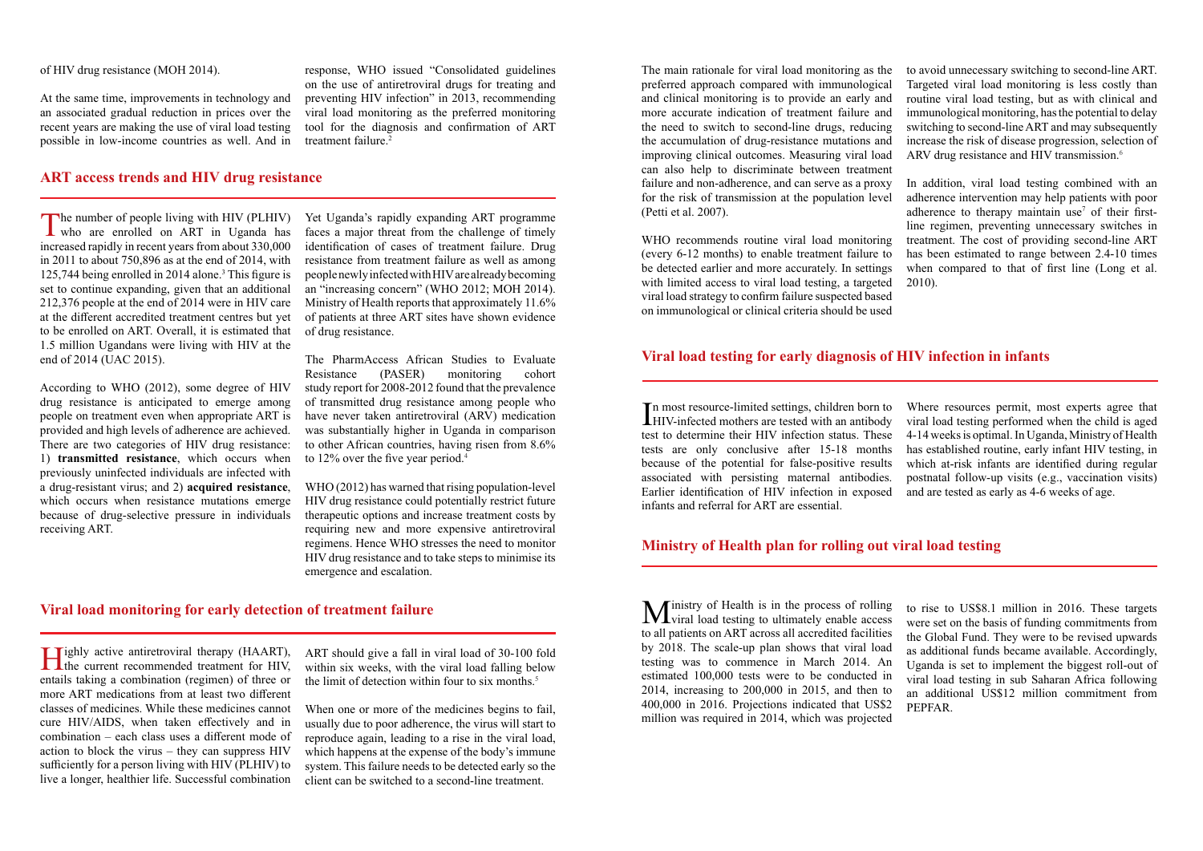of HIV drug resistance (MOH 2014).

At the same time, improvements in technology and an associated gradual reduction in prices over the recent years are making the use of viral load testing possible in low-income countries as well. And in response, WHO issued "Consolidated guidelines on the use of antiretroviral drugs for treating and preventing HIV infection" in 2013, recommending viral load monitoring as the preferred monitoring tool for the diagnosis and confirmation of ART treatment failure.[2]

## ART access trends and HIV drug resistance

The number of people living with HIV (PLHIV) who are enrolled on ART in Uganda has increased rapidly in recent years from about 330,000 in 2011 to about 750,896 as at the end of 2014, with 125,744 being enrolled in 2014 alone.[3] This figure is set to continue expanding, given that an additional 212,376 people at the end of 2014 were in HIV care at the different accredited treatment centres but yet to be enrolled on ART. Overall, it is estimated that 1.5 million Ugandans were living with HIV at the end of 2014 (UAC 2015).

According to WHO (2012), some degree of HIV drug resistance is anticipated to emerge among people on treatment even when appropriate ART is provided and high levels of adherence are achieved. There are two categories of HIV drug resistance: 1) **transmitted resistance**, which occurs when previously uninfected individuals are infected with a drug-resistant virus; and 2) **acquired resistance**, which occurs when resistance mutations emerge because of drug-selective pressure in individuals receiving ART.

Yet Uganda's rapidly expanding ART programme faces a major threat from the challenge of timely identification of cases of treatment failure. Drug resistance from treatment failure as well as among people newly infected with HIV are already becoming an "increasing concern" (WHO 2012; MOH 2014). Ministry of Health reports that approximately 11.6% of patients at three ART sites have shown evidence of drug resistance.

The PharmAccess African Studies to Evaluate Resistance (PASER) monitoring cohort study report for 2008-2012 found that the prevalence of transmitted drug resistance among people who have never taken antiretroviral (ARV) medication was substantially higher in Uganda in comparison to other African countries, having risen from 8.6% to 12% over the five year period.[4]

WHO (2012) has warned that rising population-level HIV drug resistance could potentially restrict future therapeutic options and increase treatment costs by requiring new and more expensive antiretroviral regimens. Hence WHO stresses the need to monitor HIV drug resistance and to take steps to minimise its emergence and escalation.

## Viral load monitoring for early detection of treatment failure

Highly active antiretroviral therapy (HAART), the current recommended treatment for HIV, entails taking a combination (regimen) of three or more ART medications from at least two different classes of medicines. While these medicines cannot cure HIV/AIDS, when taken effectively and in combination – each class uses a different mode of action to block the virus – they can suppress HIV sufficiently for a person living with HIV (PLHIV) to live a longer, healthier life. Successful combination ART should give a fall in viral load of 30-100 fold within six weeks, with the viral load falling below the limit of detection within four to six months.[5]

When one or more of the medicines begins to fail, usually due to poor adherence, the virus will start to reproduce again, leading to a rise in the viral load, which happens at the expense of the body's immune system. This failure needs to be detected early so the client can be switched to a second-line treatment.

The main rationale for viral load monitoring as the preferred approach compared with immunological and clinical monitoring is to provide an early and more accurate indication of treatment failure and the need to switch to second-line drugs, reducing the accumulation of drug-resistance mutations and improving clinical outcomes. Measuring viral load can also help to discriminate between treatment failure and non-adherence, and can serve as a proxy for the risk of transmission at the population level (Petti et al. 2007).

WHO recommends routine viral load monitoring (every 6-12 months) to enable treatment failure to be detected earlier and more accurately. In settings with limited access to viral load testing, a targeted viral load strategy to confirm failure suspected based on immunological or clinical criteria should be used to avoid unnecessary switching to second-line ART. Targeted viral load monitoring is less costly than routine viral load testing, but as with clinical and immunological monitoring, has the potential to delay switching to second-line ART and may subsequently increase the risk of disease progression, selection of ARV drug resistance and HIV transmission.[6]

In addition, viral load testing combined with an adherence intervention may help patients with poor adherence to therapy maintain use[7] of their first-line regimen, preventing unnecessary switches in treatment. The cost of providing second-line ART has been estimated to range between 2.4-10 times when compared to that of first line (Long et al. 2010).

## Viral load testing for early diagnosis of HIV infection in infants

In most resource-limited settings, children born to HIV-infected mothers are tested with an antibody test to determine their HIV infection status. These tests are only conclusive after 15-18 months because of the potential for false-positive results associated with persisting maternal antibodies. Earlier identification of HIV infection in exposed infants and referral for ART are essential.

Where resources permit, most experts agree that viral load testing performed when the child is aged 4-14 weeks is optimal. In Uganda, Ministry of Health has established routine, early infant HIV testing, in which at-risk infants are identified during regular postnatal follow-up visits (e.g., vaccination visits) and are tested as early as 4-6 weeks of age.

## Ministry of Health plan for rolling out viral load testing

Ministry of Health is in the process of rolling viral load testing to ultimately enable access to all patients on ART across all accredited facilities by 2018. The scale-up plan shows that viral load testing was to commence in March 2014. An estimated 100,000 tests were to be conducted in 2014, increasing to 200,000 in 2015, and then to 400,000 in 2016. Projections indicated that US$2 million was required in 2014, which was projected to rise to US$8.1 million in 2016. These targets were set on the basis of funding commitments from the Global Fund. They were to be revised upwards as additional funds became available. Accordingly, Uganda is set to implement the biggest roll-out of viral load testing in sub Saharan Africa following an additional US$12 million commitment from PEPFAR.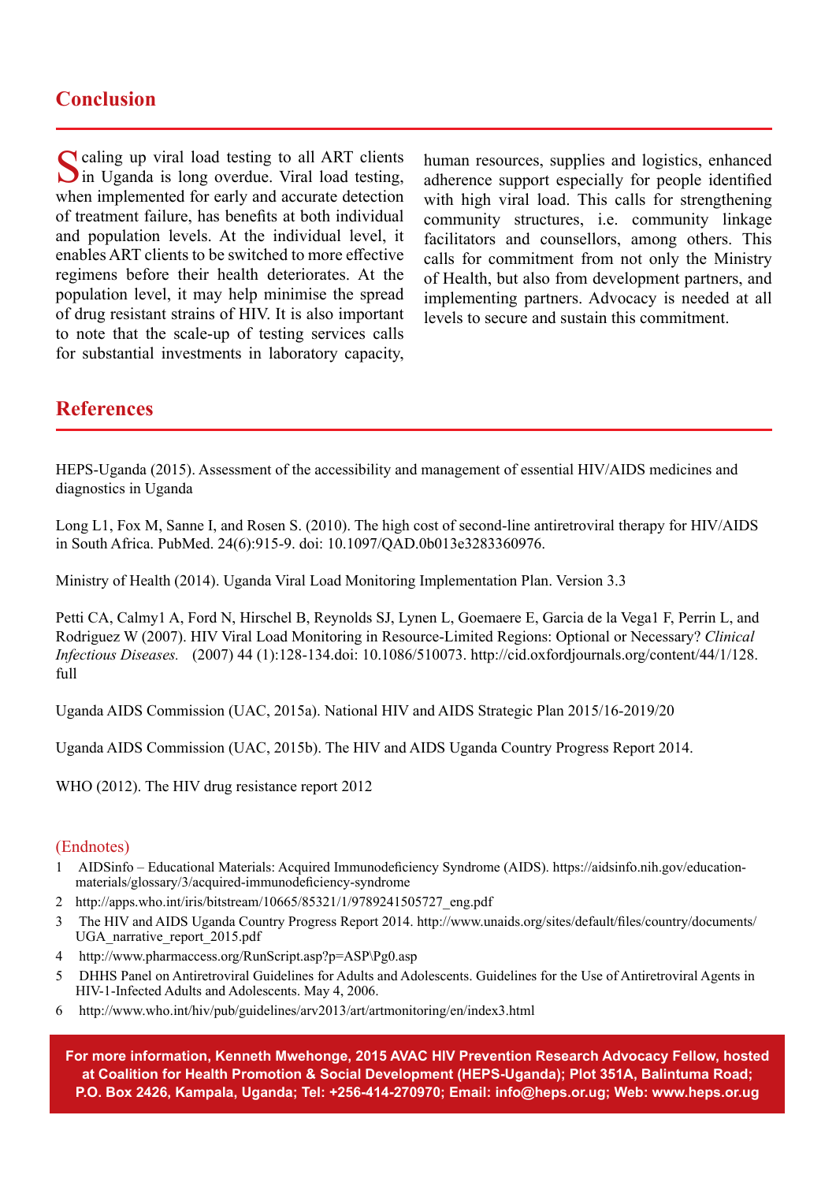## Conclusion

Scaling up viral load testing to all ART clients in Uganda is long overdue. Viral load testing, when implemented for early and accurate detection of treatment failure, has benefits at both individual and population levels. At the individual level, it enables ART clients to be switched to more effective regimens before their health deteriorates. At the population level, it may help minimise the spread of drug resistant strains of HIV. It is also important to note that the scale-up of testing services calls for substantial investments in laboratory capacity, human resources, supplies and logistics, enhanced adherence support especially for people identified with high viral load. This calls for strengthening community structures, i.e. community linkage facilitators and counsellors, among others. This calls for commitment from not only the Ministry of Health, but also from development partners, and implementing partners. Advocacy is needed at all levels to secure and sustain this commitment.

## References

HEPS-Uganda (2015). Assessment of the accessibility and management of essential HIV/AIDS medicines and diagnostics in Uganda

Long L1, Fox M, Sanne I, and Rosen S. (2010). The high cost of second-line antiretroviral therapy for HIV/AIDS in South Africa. PubMed. 24(6):915-9. doi: 10.1097/QAD.0b013e3283360976.

Ministry of Health (2014). Uganda Viral Load Monitoring Implementation Plan. Version 3.3

Petti CA, Calmy1 A, Ford N, Hirschel B, Reynolds SJ, Lynen L, Goemaere E, Garcia de la Vega1 F, Perrin L, and Rodriguez W (2007). HIV Viral Load Monitoring in Resource-Limited Regions: Optional or Necessary? *Clinical Infectious Diseases.* (2007) 44 (1):128-134.doi: 10.1086/510073. http://cid.oxfordjournals.org/content/44/1/128.full

Uganda AIDS Commission (UAC, 2015a). National HIV and AIDS Strategic Plan 2015/16-2019/20

Uganda AIDS Commission (UAC, 2015b). The HIV and AIDS Uganda Country Progress Report 2014.

WHO (2012). The HIV drug resistance report 2012

(Endnotes)

1. AIDSinfo – Educational Materials: Acquired Immunodeficiency Syndrome (AIDS). https://aidsinfo.nih.gov/education-materials/glossary/3/acquired-immunodeficiency-syndrome
2. http://apps.who.int/iris/bitstream/10665/85321/1/9789241505727_eng.pdf
3. The HIV and AIDS Uganda Country Progress Report 2014. http://www.unaids.org/sites/default/files/country/documents/UGA_narrative_report_2015.pdf
4. http://www.pharmaccess.org/RunScript.asp?p=ASP\Pg0.asp
5. DHHS Panel on Antiretroviral Guidelines for Adults and Adolescents. Guidelines for the Use of Antiretroviral Agents in HIV-1-Infected Adults and Adolescents. May 4, 2006.
6. http://www.who.int/hiv/pub/guidelines/arv2013/art/artmonitoring/en/index3.html

**For more information, Kenneth Mwehonge, 2015 AVAC HIV Prevention Research Advocacy Fellow, hosted at Coalition for Health Promotion & Social Development (HEPS-Uganda); Plot 351A, Balintuma Road; P.O. Box 2426, Kampala, Uganda; Tel: +256-414-270970; Email: info@heps.or.ug; Web: www.heps.or.ug**